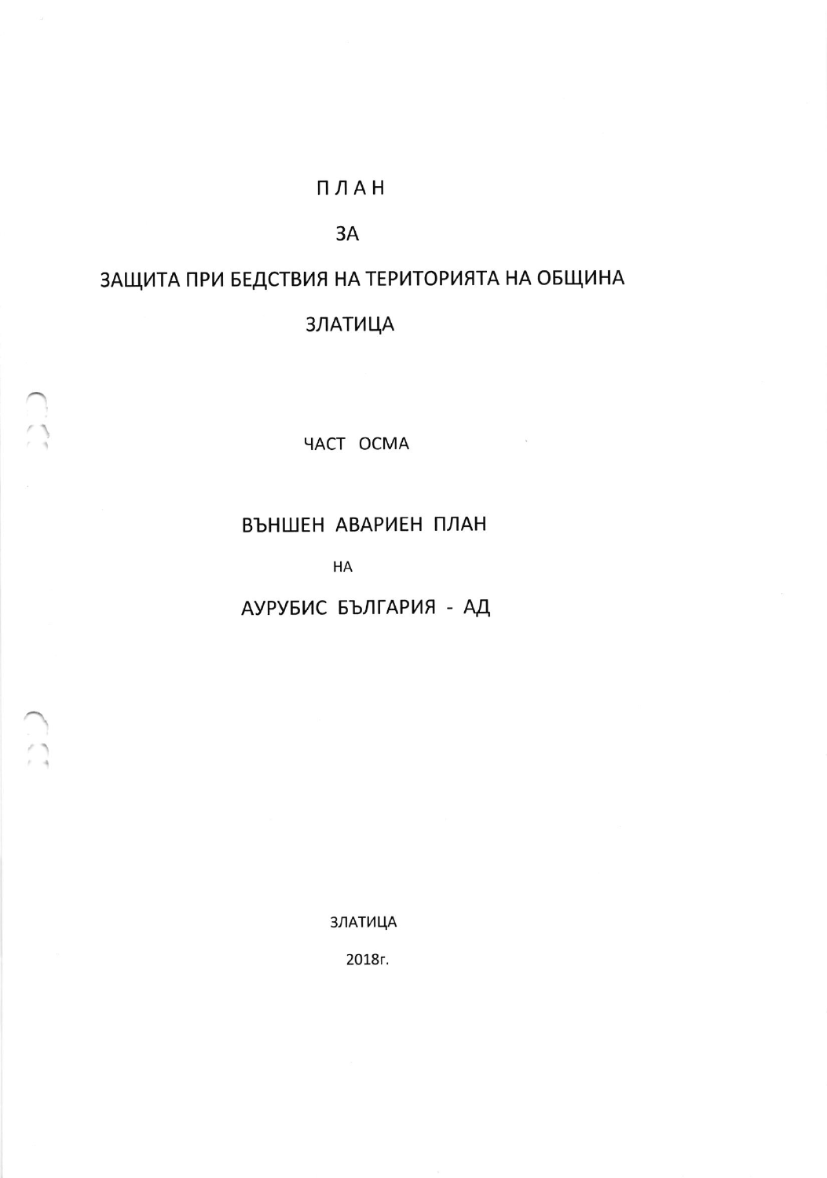# П Л А Н

# ЗА

# ЗАЩИТА ПРИ БЕДСТВИЯ НА ТЕРИТОРИЯТА НА ОБЩИНА ЗЛАТИЦА

## ЧАСТ ОСМА

## ВЪНШЕН АВАРИЕН ПЛАН

## НА

## АУРУБИС БЪЛГАРИЯ - АД

ЗЛАТИЦА

2018г.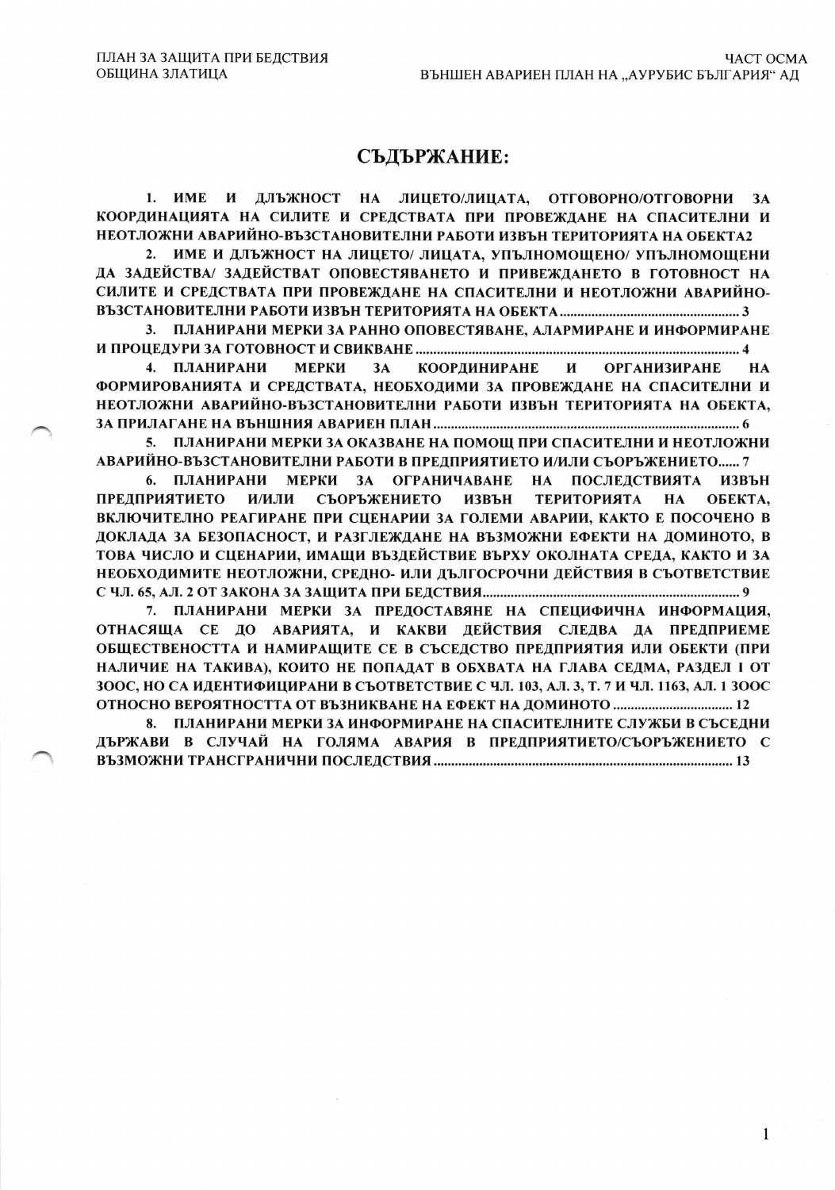# СЪДЪРЖАНИЕ:

1. ИМЕ И ДЛЪЖНОСТ НА ЛИЦЕТО/ЛИЦАТА, ОТГОВОРНО/ОТГОВОРНИ ЗА КООРДИНАЦИЯТА НА СИЛИТЕ И СРЕДСТВАТА ПРИ ПРОВЕЖДАНЕ НА СПАСИТЕЛНИ И НЕОТЛОЖНИ АВАРИЙНО-ВЪЗСТАНОВИТЕЛНИ РАБОТИ ИЗВЪН ТЕРИТОРИЯТА НА ОБЕКТА2
2. ИМЕ И ДЛЪЖНОСТ НА ЛИЦЕТО/ ЛИЦАТА, УПЪЛНОМОЩЕНО/ УПЪЛНОМОЩЕНИ ДА ЗАДЕЙСТВА/ ЗАДЕЙСТВАТ ОПОВЕСТЯВАНЕТО И ПРИВЕЖДАНЕТО В ГОТОВНОСТ НА СИЛИТЕ И СРЕДСТВАТА ПРИ ПРОВЕЖДАНЕ НА СПАСИТЕЛНИ И НЕОТЛОЖНИ АВАРИЙНО-ВЪЗСТАНОВИТЕЛНИ РАБОТИ ИЗВЪН ТЕРИТОРИЯТА НА ОБЕКТА .................................................. 3
3. ПЛАНИРАНИ МЕРКИ ЗА РАННО ОПОВЕСТЯВАНЕ, АЛАРМИРАНЕ И ИНФОРМИРАНЕ И ПРОЦЕДУРИ ЗА ГОТОВНОСТ И СВИКВАНЕ ........................................................................................... 4
4. ПЛАНИРАНИ МЕРКИ ЗА КООРДИНИРАНЕ И ОРГАНИЗИРАНЕ НА ФОРМИРОВАНИЯТА И СРЕДСТВАТА, НЕОБХОДИМИ ЗА ПРОВЕЖДАНЕ НА СПАСИТЕЛНИ И НЕОТЛОЖНИ АВАРИЙНО-ВЪЗСТАНОВИТЕЛНИ РАБОТИ ИЗВЪН ТЕРИТОРИЯТА НА ОБЕКТА, ЗА ПРИЛАГАНЕ НА ВЪНШНИЯ АВАРИЕН ПЛАН ...................................................................................................... 6
5. ПЛАНИРАНИ МЕРКИ ЗА ОКАЗВАНЕ НА ПОМОЩ ПРИ СПАСИТЕЛНИ И НЕОТЛОЖНИ АВАРИЙНО-ВЪЗСТАНОВИТЕЛНИ РАБОТИ В ПРЕДПРИЯТИЕТО И/ИЛИ СЪОРЪЖЕНИЕТО...... 7
6. ПЛАНИРАНИ МЕРКИ ЗА ОГРАНИЧАВАНЕ НА ПОСЛЕДСТВИЯТА ИЗВЪН ПРЕДПРИЯТИЕТО И/ИЛИ СЪОРЪЖЕНИЕТО ИЗВЪН ТЕРИТОРИЯТА НА ОБЕКТА, ВКЛЮЧИТЕЛНО РЕАГИРАНЕ ПРИ СЦЕНАРИИ ЗА ГОЛЕМИ АВАРИИ, КАКТО Е ПОСОЧЕНО В ДОКЛАДА ЗА БЕЗОПАСНОСТ, И РАЗГЛЕЖДАНЕ НА ВЪЗМОЖНИ ЕФЕКТИ НА ДОМИНОТО, В ТОВА ЧИСЛО И СЦЕНАРИИ, ИМАЩИ ВЪЗДЕЙСТВИЕ ВЪРХУ ОКОЛНАТА СРЕДА, КАКТО И ЗА НЕОБХОДИМИТЕ НЕОТЛОЖНИ, СРЕДНО- ИЛИ ДЪЛГОСРОЧНИ ДЕЙСТВИЯ В СЪОТВЕТСТВИЕ С ЧЛ. 65, АЛ. 2 ОТ ЗАКОНА ЗА ЗАЩИТА ПРИ БЕДСТВИЯ........................................................................ 9
7. ПЛАНИРАНИ МЕРКИ ЗА ПРЕДОСТАВЯНЕ НА СПЕЦИФИЧНА ИНФОРМАЦИЯ, ОТНАСЯЩА СЕ ДО АВАРИЯТА, И КАКВИ ДЕЙСТВИЯ СЛЕДВА ДА ПРЕДПРИЕМЕ ОБЩЕСТВЕНОСТТА И НАМИРАЩИТЕ СЕ В СЪСЕДСТВО ПРЕДПРИЯТИЯ ИЛИ ОБЕКТИ (ПРИ НАЛИЧИЕ НА ТАКИВА), КОИТО НЕ ПОПАДАТ В ОБХВАТА НА ГЛАВА СЕДМА, РАЗДЕЛ I ОТ ЗООС, НО СА ИДЕНТИФИЦИРАНИ В СЪОТВЕТСТВИЕ С ЧЛ. 103, АЛ. 3, Т. 7 И ЧЛ. 116З, АЛ. 1 ЗООС ОТНОСНО ВЕРОЯТНОСТТА ОТ ВЪЗНИКВАНЕ НА ЕФЕКТ НА ДОМИНОТО ................................. 12
8. ПЛАНИРАНИ МЕРКИ ЗА ИНФОРМИРАНЕ НА СПАСИТЕЛНИТЕ СЛУЖБИ В СЪСЕДНИ ДЪРЖАВИ В СЛУЧАЙ НА ГОЛЯМА АВАРИЯ В ПРЕДПРИЯТИЕТО/СЪОРЪЖЕНИЕТО С ВЪЗМОЖНИ ТРАНСГРАНИЧНИ ПОСЛЕДСТВИЯ ..................................................................................... 13